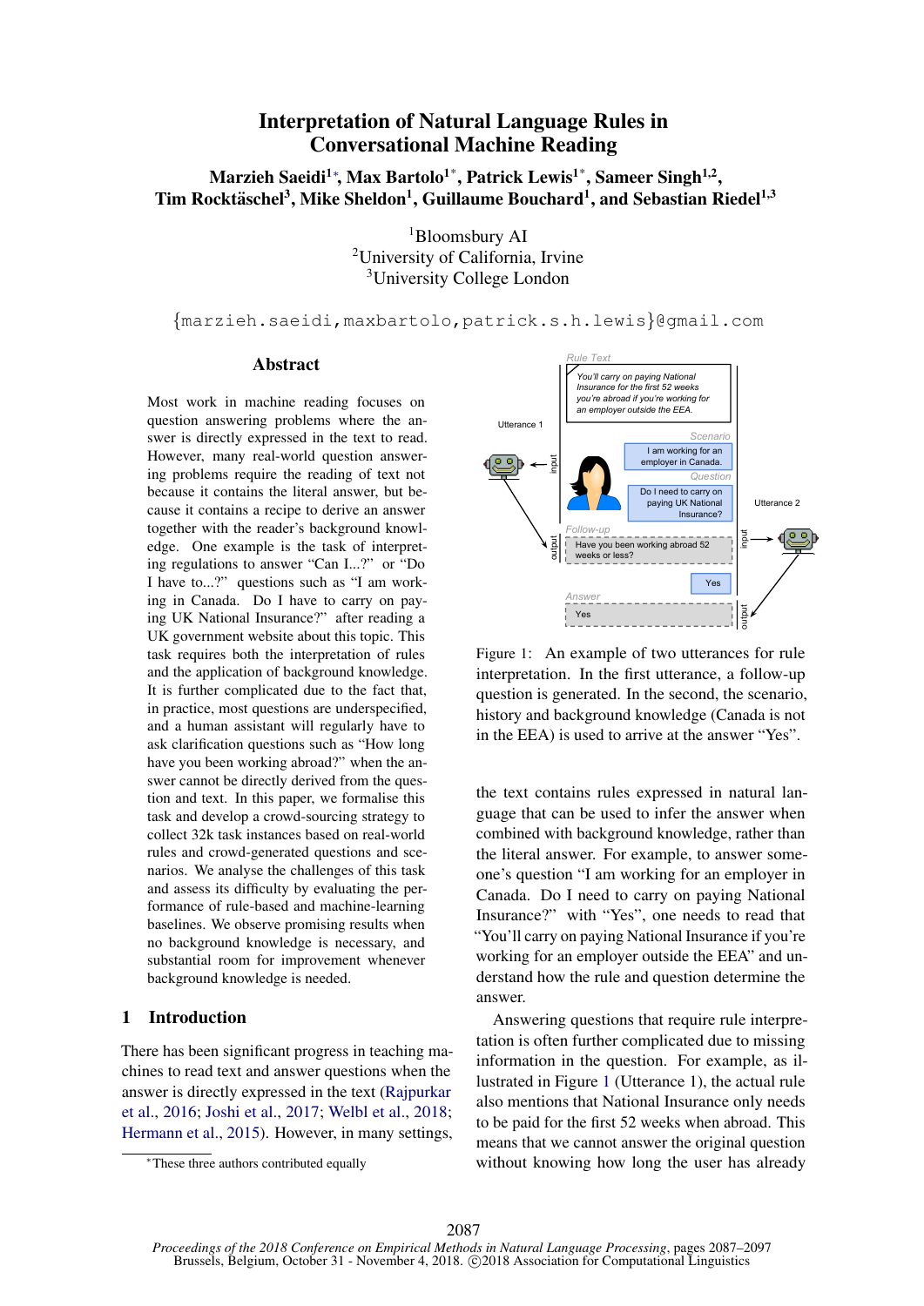# Interpretation of Natural Language Rules in Conversational Machine Reading

**Marzieh Saeidi[1]\*, Max Bartolo[1]\*, Patrick Lewis[1]\*, Sameer Singh[1,2], Tim Rocktäschel[3], Mike Sheldon[1], Guillaume Bouchard[1], and Sebastian Riedel[1,3]**

[1]Bloomsbury AI
[2]University of California, Irvine
[3]University College London

{marzieh.saeidi,maxbartolo,patrick.s.h.lewis}@gmail.com

## Abstract

Most work in machine reading focuses on question answering problems where the answer is directly expressed in the text to read. However, many real-world question answering problems require the reading of text not because it contains the literal answer, but because it contains a recipe to derive an answer together with the reader's background knowledge. One example is the task of interpreting regulations to answer "Can I...?" or "Do I have to...?" questions such as "I am working in Canada. Do I have to carry on paying UK National Insurance?" after reading a UK government website about this topic. This task requires both the interpretation of rules and the application of background knowledge. It is further complicated due to the fact that, in practice, most questions are underspecified, and a human assistant will regularly have to ask clarification questions such as "How long have you been working abroad?" when the answer cannot be directly derived from the question and text. In this paper, we formalise this task and develop a crowd-sourcing strategy to collect 32k task instances based on real-world rules and crowd-generated questions and scenarios. We analyse the challenges of this task and assess its difficulty by evaluating the performance of rule-based and machine-learning baselines. We observe promising results when no background knowledge is necessary, and substantial room for improvement whenever background knowledge is needed.

## 1 Introduction

There has been significant progress in teaching machines to read text and answer questions when the answer is directly expressed in the text (Rajpurkar et al., 2016; Joshi et al., 2017; Welbl et al., 2018; Hermann et al., 2015). However, in many settings, the text contains rules expressed in natural language that can be used to infer the answer when combined with background knowledge, rather than the literal answer. For example, to answer someone's question "I am working for an employer in Canada. Do I need to carry on paying National Insurance?" with "Yes", one needs to read that "You'll carry on paying National Insurance if you're working for an employer outside the EEA" and understand how the rule and question determine the answer.

Rule Text: You'll carry on paying National Insurance for the first 52 weeks you're abroad if you're working for an employer outside the EEA.

Utterance 1 — Scenario: I am working for an employer in Canada. Question: Do I need to carry on paying UK National Insurance? Follow-up: Have you been working abroad 52 weeks or less?

Utterance 2 — Yes. Answer: Yes

Figure 1: An example of two utterances for rule interpretation. In the first utterance, a follow-up question is generated. In the second, the scenario, history and background knowledge (Canada is not in the EEA) is used to arrive at the answer "Yes".

Answering questions that require rule interpretation is often further complicated due to missing information in the question. For example, as illustrated in Figure 1 (Utterance 1), the actual rule also mentions that National Insurance only needs to be paid for the first 52 weeks when abroad. This means that we cannot answer the original question without knowing how long the user has already

\*These three authors contributed equally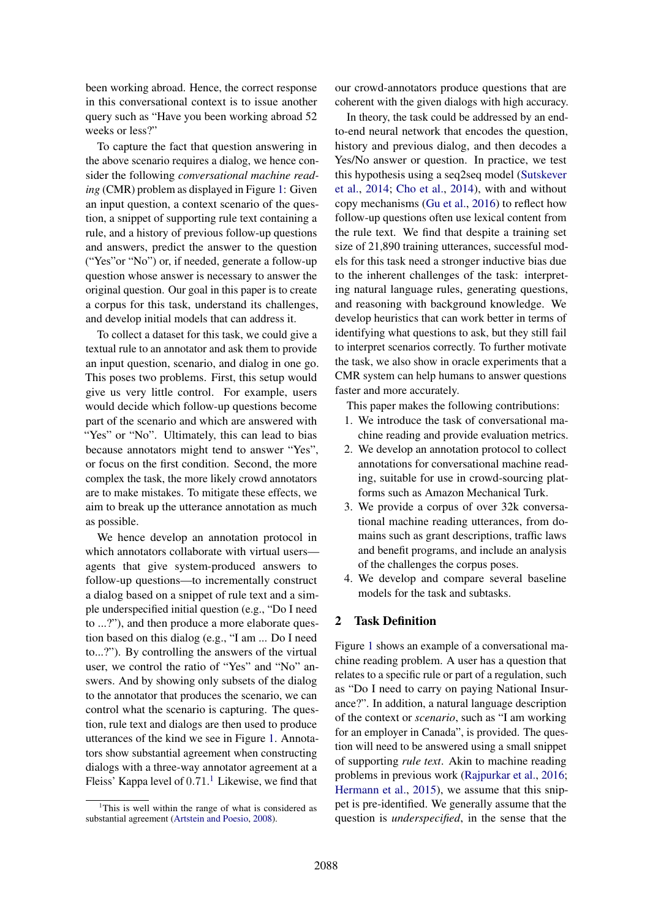been working abroad. Hence, the correct response in this conversational context is to issue another query such as "Have you been working abroad 52 weeks or less?"

To capture the fact that question answering in the above scenario requires a dialog, we hence consider the following *conversational machine reading* (CMR) problem as displayed in Figure 1: Given an input question, a context scenario of the question, a snippet of supporting rule text containing a rule, and a history of previous follow-up questions and answers, predict the answer to the question ("Yes"or "No") or, if needed, generate a follow-up question whose answer is necessary to answer the original question. Our goal in this paper is to create a corpus for this task, understand its challenges, and develop initial models that can address it.

To collect a dataset for this task, we could give a textual rule to an annotator and ask them to provide an input question, scenario, and dialog in one go. This poses two problems. First, this setup would give us very little control. For example, users would decide which follow-up questions become part of the scenario and which are answered with "Yes" or "No". Ultimately, this can lead to bias because annotators might tend to answer "Yes", or focus on the first condition. Second, the more complex the task, the more likely crowd annotators are to make mistakes. To mitigate these effects, we aim to break up the utterance annotation as much as possible.

We hence develop an annotation protocol in which annotators collaborate with virtual users—agents that give system-produced answers to follow-up questions—to incrementally construct a dialog based on a snippet of rule text and a simple underspecified initial question (e.g., "Do I need to ...?"), and then produce a more elaborate question based on this dialog (e.g., "I am ... Do I need to...?"). By controlling the answers of the virtual user, we control the ratio of "Yes" and "No" answers. And by showing only subsets of the dialog to the annotator that produces the scenario, we can control what the scenario is capturing. The question, rule text and dialogs are then used to produce utterances of the kind we see in Figure 1. Annotators show substantial agreement when constructing dialogs with a three-way annotator agreement at a Fleiss' Kappa level of 0.71.[1] Likewise, we find that our crowd-annotators produce questions that are coherent with the given dialogs with high accuracy.

In theory, the task could be addressed by an end-to-end neural network that encodes the question, history and previous dialog, and then decodes a Yes/No answer or question. In practice, we test this hypothesis using a seq2seq model (Sutskever et al., 2014; Cho et al., 2014), with and without copy mechanisms (Gu et al., 2016) to reflect how follow-up questions often use lexical content from the rule text. We find that despite a training set size of 21,890 training utterances, successful models for this task need a stronger inductive bias due to the inherent challenges of the task: interpreting natural language rules, generating questions, and reasoning with background knowledge. We develop heuristics that can work better in terms of identifying what questions to ask, but they still fail to interpret scenarios correctly. To further motivate the task, we also show in oracle experiments that a CMR system can help humans to answer questions faster and more accurately.

This paper makes the following contributions:

1. We introduce the task of conversational machine reading and provide evaluation metrics.
2. We develop an annotation protocol to collect annotations for conversational machine reading, suitable for use in crowd-sourcing platforms such as Amazon Mechanical Turk.
3. We provide a corpus of over 32k conversational machine reading utterances, from domains such as grant descriptions, traffic laws and benefit programs, and include an analysis of the challenges the corpus poses.
4. We develop and compare several baseline models for the task and subtasks.

## 2 Task Definition

Figure 1 shows an example of a conversational machine reading problem. A user has a question that relates to a specific rule or part of a regulation, such as "Do I need to carry on paying National Insurance?". In addition, a natural language description of the context or *scenario*, such as "I am working for an employer in Canada", is provided. The question will need to be answered using a small snippet of supporting *rule text*. Akin to machine reading problems in previous work (Rajpurkar et al., 2016; Hermann et al., 2015), we assume that this snippet is pre-identified. We generally assume that the question is *underspecified*, in the sense that the

[1] This is well within the range of what is considered as substantial agreement (Artstein and Poesio, 2008).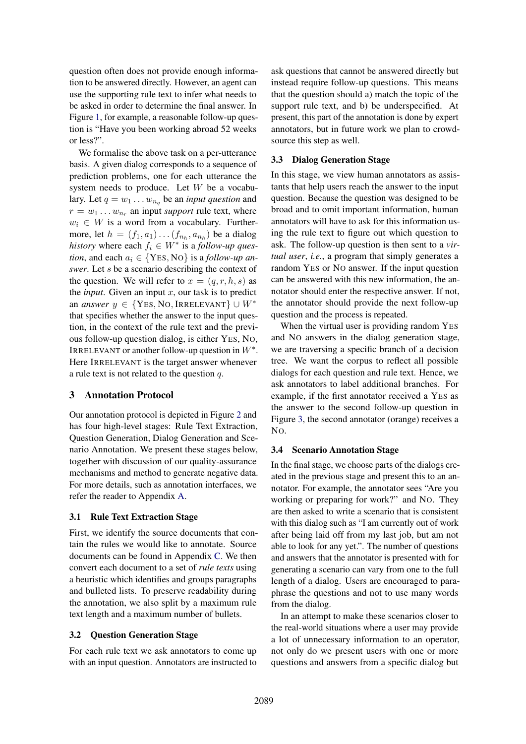question often does not provide enough information to be answered directly. However, an agent can use the supporting rule text to infer what needs to be asked in order to determine the final answer. In Figure 1, for example, a reasonable follow-up question is "Have you been working abroad 52 weeks or less?".

We formalise the above task on a per-utterance basis. A given dialog corresponds to a sequence of prediction problems, one for each utterance the system needs to produce. Let $W$ be a vocabulary. Let $q = w_1 \dots w_{n_q}$ be an *input question* and $r = w_1 \dots w_{n_r}$ an input *support* rule text, where $w_i \in W$ is a word from a vocabulary. Furthermore, let $h = (f_1, a_1) \dots (f_{n_h}, a_{n_h})$ be a dialog *history* where each $f_i \in W^*$ is a *follow-up question*, and each $a_i \in \{\text{YES}, \text{NO}\}$ is a *follow-up answer*. Let $s$ be a scenario describing the context of the question. We will refer to $x = (q, r, h, s)$ as the *input*. Given an input $x$, our task is to predict an *answer* $y \in \{\text{YES}, \text{NO}, \text{IRRELEVANT}\} \cup W^*$ that specifies whether the answer to the input question, in the context of the rule text and the previous follow-up question dialog, is either YES, NO, IRRELEVANT or another follow-up question in $W^*$. Here IRRELEVANT is the target answer whenever a rule text is not related to the question $q$.

## 3 Annotation Protocol

Our annotation protocol is depicted in Figure 2 and has four high-level stages: Rule Text Extraction, Question Generation, Dialog Generation and Scenario Annotation. We present these stages below, together with discussion of our quality-assurance mechanisms and method to generate negative data. For more details, such as annotation interfaces, we refer the reader to Appendix A.

### 3.1 Rule Text Extraction Stage

First, we identify the source documents that contain the rules we would like to annotate. Source documents can be found in Appendix C. We then convert each document to a set of *rule texts* using a heuristic which identifies and groups paragraphs and bulleted lists. To preserve readability during the annotation, we also split by a maximum rule text length and a maximum number of bullets.

### 3.2 Question Generation Stage

For each rule text we ask annotators to come up with an input question. Annotators are instructed to ask questions that cannot be answered directly but instead require follow-up questions. This means that the question should a) match the topic of the support rule text, and b) be underspecified. At present, this part of the annotation is done by expert annotators, but in future work we plan to crowdsource this step as well.

### 3.3 Dialog Generation Stage

In this stage, we view human annotators as assistants that help users reach the answer to the input question. Because the question was designed to be broad and to omit important information, human annotators will have to ask for this information using the rule text to figure out which question to ask. The follow-up question is then sent to a *virtual user*, *i.e.*, a program that simply generates a random YES or NO answer. If the input question can be answered with this new information, the annotator should enter the respective answer. If not, the annotator should provide the next follow-up question and the process is repeated.

When the virtual user is providing random YES and NO answers in the dialog generation stage, we are traversing a specific branch of a decision tree. We want the corpus to reflect all possible dialogs for each question and rule text. Hence, we ask annotators to label additional branches. For example, if the first annotator received a YES as the answer to the second follow-up question in Figure 3, the second annotator (orange) receives a NO.

### 3.4 Scenario Annotation Stage

In the final stage, we choose parts of the dialogs created in the previous stage and present this to an annotator. For example, the annotator sees "Are you working or preparing for work?" and NO. They are then asked to write a scenario that is consistent with this dialog such as "I am currently out of work after being laid off from my last job, but am not able to look for any yet.". The number of questions and answers that the annotator is presented with for generating a scenario can vary from one to the full length of a dialog. Users are encouraged to paraphrase the questions and not to use many words from the dialog.

In an attempt to make these scenarios closer to the real-world situations where a user may provide a lot of unnecessary information to an operator, not only do we present users with one or more questions and answers from a specific dialog but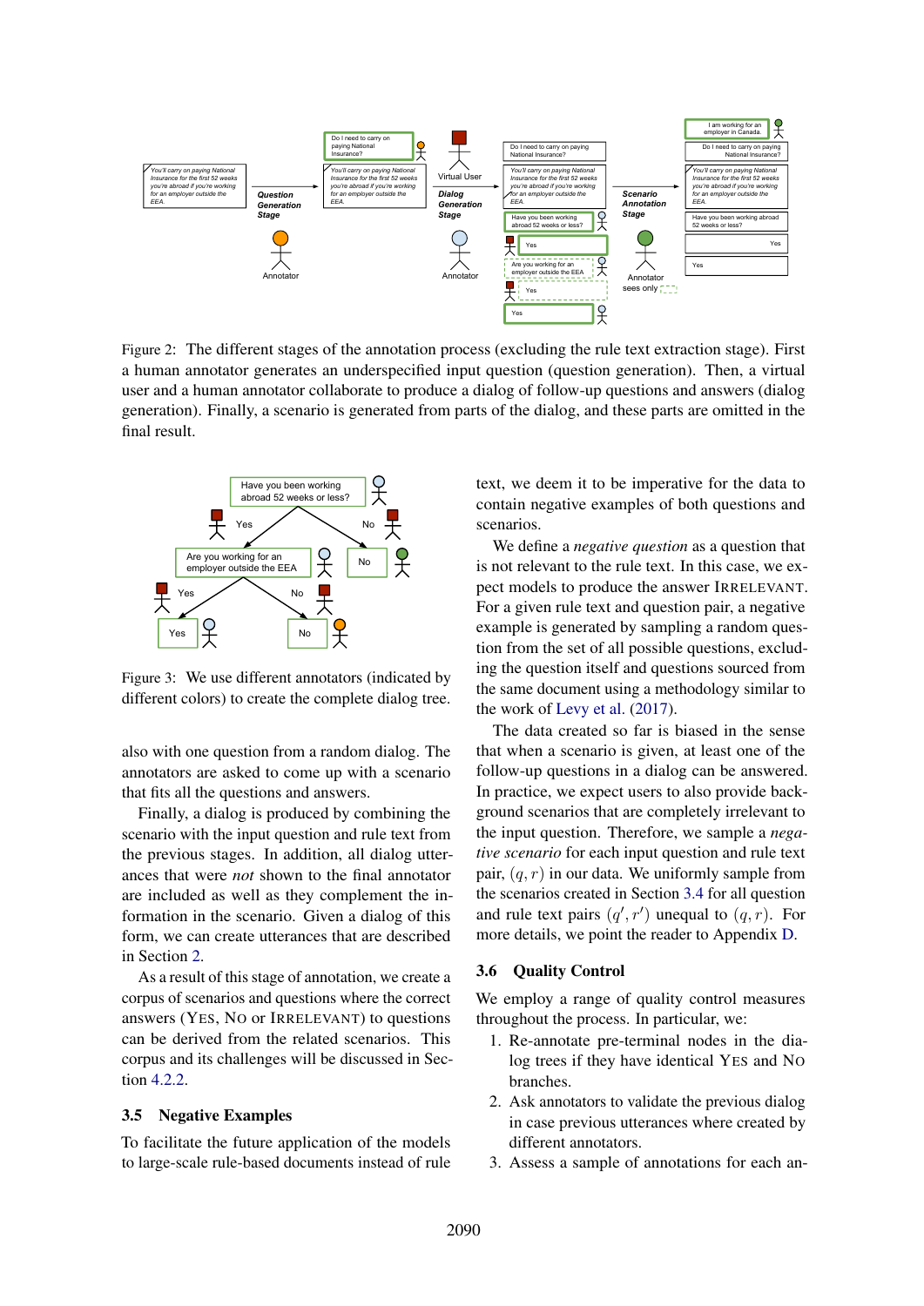Figure 2: The different stages of the annotation process (excluding the rule text extraction stage). First a human annotator generates an underspecified input question (question generation). Then, a virtual user and a human annotator collaborate to produce a dialog of follow-up questions and answers (dialog generation). Finally, a scenario is generated from parts of the dialog, and these parts are omitted in the final result.

Figure 3: We use different annotators (indicated by different colors) to create the complete dialog tree.

also with one question from a random dialog. The annotators are asked to come up with a scenario that fits all the questions and answers.

Finally, a dialog is produced by combining the scenario with the input question and rule text from the previous stages. In addition, all dialog utterances that were *not* shown to the final annotator are included as well as they complement the information in the scenario. Given a dialog of this form, we can create utterances that are described in Section 2.

As a result of this stage of annotation, we create a corpus of scenarios and questions where the correct answers (YES, NO or IRRELEVANT) to questions can be derived from the related scenarios. This corpus and its challenges will be discussed in Section 4.2.2.

### 3.5 Negative Examples

To facilitate the future application of the models to large-scale rule-based documents instead of rule text, we deem it to be imperative for the data to contain negative examples of both questions and scenarios.

We define a *negative question* as a question that is not relevant to the rule text. In this case, we expect models to produce the answer IRRELEVANT. For a given rule text and question pair, a negative example is generated by sampling a random question from the set of all possible questions, excluding the question itself and questions sourced from the same document using a methodology similar to the work of Levy et al. (2017).

The data created so far is biased in the sense that when a scenario is given, at least one of the follow-up questions in a dialog can be answered. In practice, we expect users to also provide background scenarios that are completely irrelevant to the input question. Therefore, we sample a *negative scenario* for each input question and rule text pair, $(q, r)$ in our data. We uniformly sample from the scenarios created in Section 3.4 for all question and rule text pairs $(q', r')$ unequal to $(q, r)$. For more details, we point the reader to Appendix D.

### 3.6 Quality Control

We employ a range of quality control measures throughout the process. In particular, we:

1. Re-annotate pre-terminal nodes in the dialog trees if they have identical YES and NO branches.
2. Ask annotators to validate the previous dialog in case previous utterances where created by different annotators.
3. Assess a sample of annotations for each an-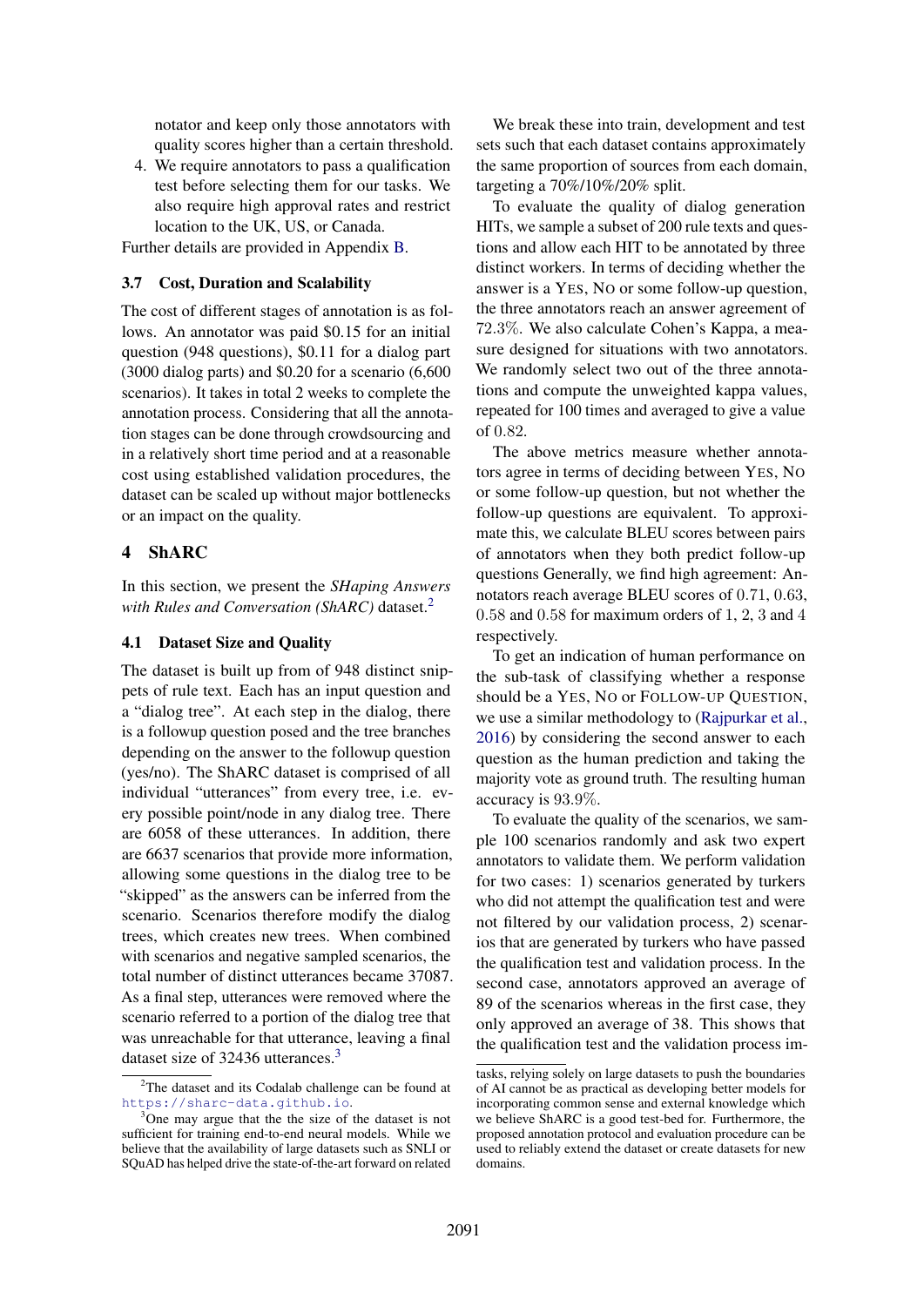notator and keep only those annotators with quality scores higher than a certain threshold.

4. We require annotators to pass a qualification test before selecting them for our tasks. We also require high approval rates and restrict location to the UK, US, or Canada.

Further details are provided in Appendix B.

### 3.7 Cost, Duration and Scalability

The cost of different stages of annotation is as follows. An annotator was paid \$0.15 for an initial question (948 questions), \$0.11 for a dialog part (3000 dialog parts) and \$0.20 for a scenario (6,600 scenarios). It takes in total 2 weeks to complete the annotation process. Considering that all the annotation stages can be done through crowdsourcing and in a relatively short time period and at a reasonable cost using established validation procedures, the dataset can be scaled up without major bottlenecks or an impact on the quality.

## 4 ShARC

In this section, we present the *SHaping Answers with Rules and Conversation (ShARC)* dataset.[2]

### 4.1 Dataset Size and Quality

The dataset is built up from of 948 distinct snippets of rule text. Each has an input question and a "dialog tree". At each step in the dialog, there is a followup question posed and the tree branches depending on the answer to the followup question (yes/no). The ShARC dataset is comprised of all individual "utterances" from every tree, i.e. every possible point/node in any dialog tree. There are 6058 of these utterances. In addition, there are 6637 scenarios that provide more information, allowing some questions in the dialog tree to be "skipped" as the answers can be inferred from the scenario. Scenarios therefore modify the dialog trees, which creates new trees. When combined with scenarios and negative sampled scenarios, the total number of distinct utterances became 37087. As a final step, utterances were removed where the scenario referred to a portion of the dialog tree that was unreachable for that utterance, leaving a final dataset size of 32436 utterances.[3]

We break these into train, development and test sets such that each dataset contains approximately the same proportion of sources from each domain, targeting a 70%/10%/20% split.

To evaluate the quality of dialog generation HITs, we sample a subset of 200 rule texts and questions and allow each HIT to be annotated by three distinct workers. In terms of deciding whether the answer is a YES, NO or some follow-up question, the three annotators reach an answer agreement of 72.3%. We also calculate Cohen's Kappa, a measure designed for situations with two annotators. We randomly select two out of the three annotations and compute the unweighted kappa values, repeated for 100 times and averaged to give a value of 0.82.

The above metrics measure whether annotators agree in terms of deciding between YES, NO or some follow-up question, but not whether the follow-up questions are equivalent. To approximate this, we calculate BLEU scores between pairs of annotators when they both predict follow-up questions Generally, we find high agreement: Annotators reach average BLEU scores of 0.71, 0.63, 0.58 and 0.58 for maximum orders of 1, 2, 3 and 4 respectively.

To get an indication of human performance on the sub-task of classifying whether a response should be a YES, NO or FOLLOW-UP QUESTION, we use a similar methodology to (Rajpurkar et al., 2016) by considering the second answer to each question as the human prediction and taking the majority vote as ground truth. The resulting human accuracy is 93.9%.

To evaluate the quality of the scenarios, we sample 100 scenarios randomly and ask two expert annotators to validate them. We perform validation for two cases: 1) scenarios generated by turkers who did not attempt the qualification test and were not filtered by our validation process, 2) scenarios that are generated by turkers who have passed the qualification test and validation process. In the second case, annotators approved an average of 89 of the scenarios whereas in the first case, they only approved an average of 38. This shows that the qualification test and the validation process im-

[2] The dataset and its Codalab challenge can be found at https://sharc-data.github.io.

[3] One may argue that the the size of the dataset is not sufficient for training end-to-end neural models. While we believe that the availability of large datasets such as SNLI or SQuAD has helped drive the state-of-the-art forward on related tasks, relying solely on large datasets to push the boundaries of AI cannot be as practical as developing better models for incorporating common sense and external knowledge which we believe ShARC is a good test-bed for. Furthermore, the proposed annotation protocol and evaluation procedure can be used to reliably extend the dataset or create datasets for new domains.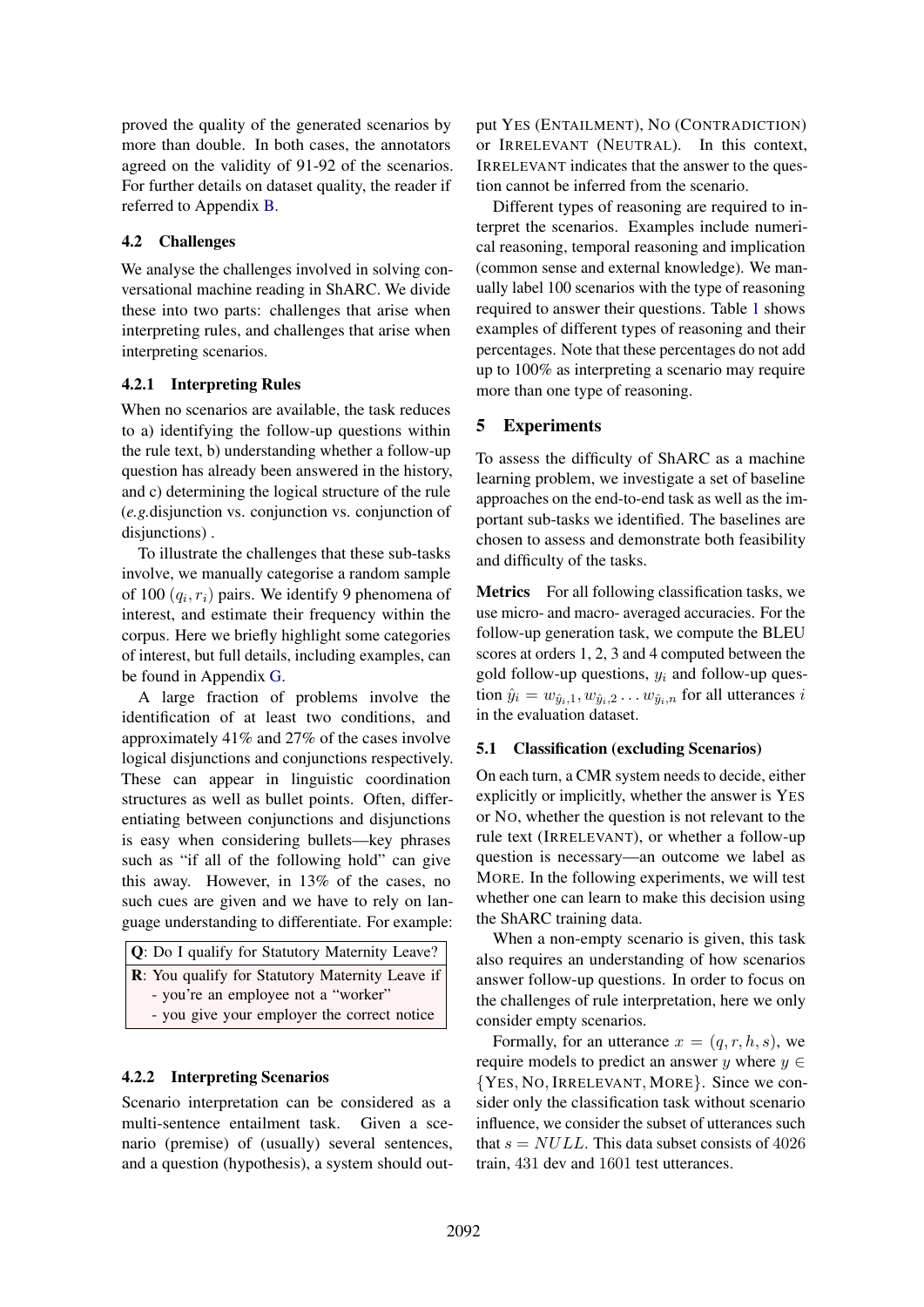proved the quality of the generated scenarios by more than double. In both cases, the annotators agreed on the validity of 91-92 of the scenarios. For further details on dataset quality, the reader if referred to Appendix B.

### 4.2 Challenges

We analyse the challenges involved in solving conversational machine reading in ShARC. We divide these into two parts: challenges that arise when interpreting rules, and challenges that arise when interpreting scenarios.

#### 4.2.1 Interpreting Rules

When no scenarios are available, the task reduces to a) identifying the follow-up questions within the rule text, b) understanding whether a follow-up question has already been answered in the history, and c) determining the logical structure of the rule (*e.g.*disjunction vs. conjunction vs. conjunction of disjunctions) .

To illustrate the challenges that these sub-tasks involve, we manually categorise a random sample of 100 $(q_i, r_i)$ pairs. We identify 9 phenomena of interest, and estimate their frequency within the corpus. Here we briefly highlight some categories of interest, but full details, including examples, can be found in Appendix G.

A large fraction of problems involve the identification of at least two conditions, and approximately 41% and 27% of the cases involve logical disjunctions and conjunctions respectively. These can appear in linguistic coordination structures as well as bullet points. Often, differentiating between conjunctions and disjunctions is easy when considering bullets—key phrases such as "if all of the following hold" can give this away. However, in 13% of the cases, no such cues are given and we have to rely on language understanding to differentiate. For example:

| **Q**: Do I qualify for Statutory Maternity Leave? |
|---|
| **R**: You qualify for Statutory Maternity Leave if<br>- you're an employee not a "worker"<br>- you give your employer the correct notice |

#### 4.2.2 Interpreting Scenarios

Scenario interpretation can be considered as a multi-sentence entailment task. Given a scenario (premise) of (usually) several sentences, and a question (hypothesis), a system should output YES (ENTAILMENT), NO (CONTRADICTION) or IRRELEVANT (NEUTRAL). In this context, IRRELEVANT indicates that the answer to the question cannot be inferred from the scenario.

Different types of reasoning are required to interpret the scenarios. Examples include numerical reasoning, temporal reasoning and implication (common sense and external knowledge). We manually label 100 scenarios with the type of reasoning required to answer their questions. Table 1 shows examples of different types of reasoning and their percentages. Note that these percentages do not add up to 100% as interpreting a scenario may require more than one type of reasoning.

## 5 Experiments

To assess the difficulty of ShARC as a machine learning problem, we investigate a set of baseline approaches on the end-to-end task as well as the important sub-tasks we identified. The baselines are chosen to assess and demonstrate both feasibility and difficulty of the tasks.

**Metrics** For all following classification tasks, we use micro- and macro- averaged accuracies. For the follow-up generation task, we compute the BLEU scores at orders 1, 2, 3 and 4 computed between the gold follow-up questions, $y_i$ and follow-up question $\hat{y}_i = w_{\hat{y}_i,1}, w_{\hat{y}_i,2} \dots w_{\hat{y}_i,n}$ for all utterances $i$ in the evaluation dataset.

### 5.1 Classification (excluding Scenarios)

On each turn, a CMR system needs to decide, either explicitly or implicitly, whether the answer is YES or NO, whether the question is not relevant to the rule text (IRRELEVANT), or whether a follow-up question is necessary—an outcome we label as MORE. In the following experiments, we will test whether one can learn to make this decision using the ShARC training data.

When a non-empty scenario is given, this task also requires an understanding of how scenarios answer follow-up questions. In order to focus on the challenges of rule interpretation, here we only consider empty scenarios.

Formally, for an utterance $x = (q, r, h, s)$, we require models to predict an answer $y$ where $y \in \{\text{YES}, \text{NO}, \text{IRRELEVANT}, \text{MORE}\}$. Since we consider only the classification task without scenario influence, we consider the subset of utterances such that $s = NULL$. This data subset consists of 4026 train, 431 dev and 1601 test utterances.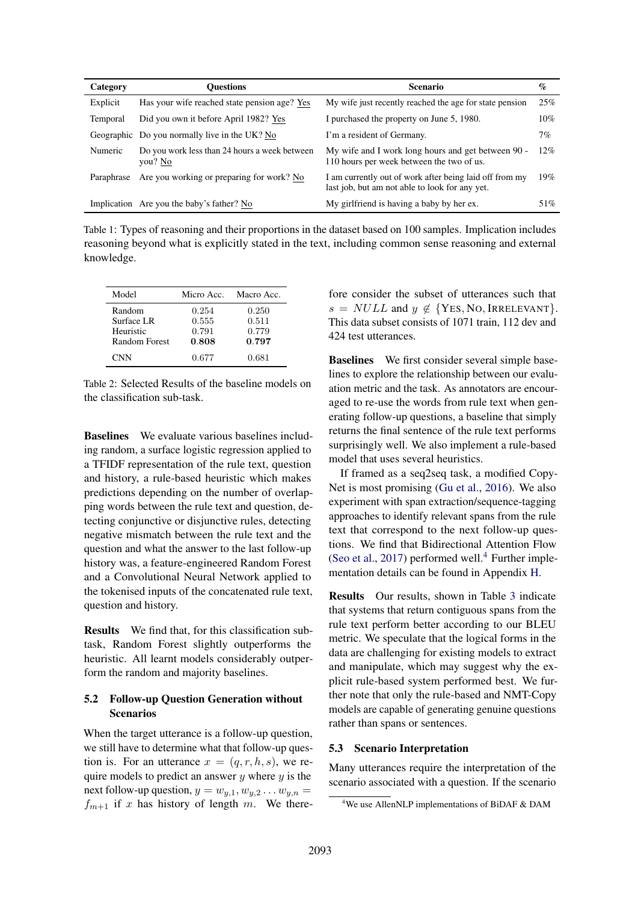| Category | Questions | Scenario | % |
|---|---|---|---|
| Explicit | Has your wife reached state pension age? Yes | My wife just recently reached the age for state pension | 25% |
| Temporal | Did you own it before April 1982? Yes | I purchased the property on June 5, 1980. | 10% |
| Geographic | Do you normally live in the UK? No | I'm a resident of Germany. | 7% |
| Numeric | Do you work less than 24 hours a week between you? No | My wife and I work long hours and get between 90 - 110 hours per week between the two of us. | 12% |
| Paraphrase | Are you working or preparing for work? No | I am currently out of work after being laid off from my last job, but am not able to look for any yet. | 19% |
| Implication | Are you the baby's father? No | My girlfriend is having a baby by her ex. | 51% |

Table 1: Types of reasoning and their proportions in the dataset based on 100 samples. Implication includes reasoning beyond what is explicitly stated in the text, including common sense reasoning and external knowledge.

| Model | Micro Acc. | Macro Acc. |
|---|---|---|
| Random | 0.254 | 0.250 |
| Surface LR | 0.555 | 0.511 |
| Heuristic | 0.791 | 0.779 |
| Random Forest | **0.808** | **0.797** |
| CNN | 0.677 | 0.681 |

Table 2: Selected Results of the baseline models on the classification sub-task.

**Baselines** We evaluate various baselines including random, a surface logistic regression applied to a TFIDF representation of the rule text, question and history, a rule-based heuristic which makes predictions depending on the number of overlapping words between the rule text and question, detecting conjunctive or disjunctive rules, detecting negative mismatch between the rule text and the question and what the answer to the last follow-up history was, a feature-engineered Random Forest and a Convolutional Neural Network applied to the tokenised inputs of the concatenated rule text, question and history.

**Results** We find that, for this classification sub-task, Random Forest slightly outperforms the heuristic. All learnt models considerably outperform the random and majority baselines.

## 5.2 Follow-up Question Generation without Scenarios

When the target utterance is a follow-up question, we still have to determine what that follow-up question is. For an utterance $x = (q, r, h, s)$, we require models to predict an answer $y$ where $y$ is the next follow-up question, $y = w_{y,1}, w_{y,2} \ldots w_{y,n} = f_{m+1}$ if $x$ has history of length $m$. We therefore consider the subset of utterances such that $s = NULL$ and $y \notin \{\text{YES}, \text{NO}, \text{IRRELEVANT}\}$. This data subset consists of 1071 train, 112 dev and 424 test utterances.

**Baselines** We first consider several simple baselines to explore the relationship between our evaluation metric and the task. As annotators are encouraged to re-use the words from rule text when generating follow-up questions, a baseline that simply returns the final sentence of the rule text performs surprisingly well. We also implement a rule-based model that uses several heuristics.

If framed as a seq2seq task, a modified CopyNet is most promising (Gu et al., 2016). We also experiment with span extraction/sequence-tagging approaches to identify relevant spans from the rule text that correspond to the next follow-up questions. We find that Bidirectional Attention Flow (Seo et al., 2017) performed well.[4] Further implementation details can be found in Appendix H.

**Results** Our results, shown in Table 3 indicate that systems that return contiguous spans from the rule text perform better according to our BLEU metric. We speculate that the logical forms in the data are challenging for existing models to extract and manipulate, which may suggest why the explicit rule-based system performed best. We further note that only the rule-based and NMT-Copy models are capable of generating genuine questions rather than spans or sentences.

## 5.3 Scenario Interpretation

Many utterances require the interpretation of the scenario associated with a question. If the scenario

[4] We use AllenNLP implementations of BiDAF & DAM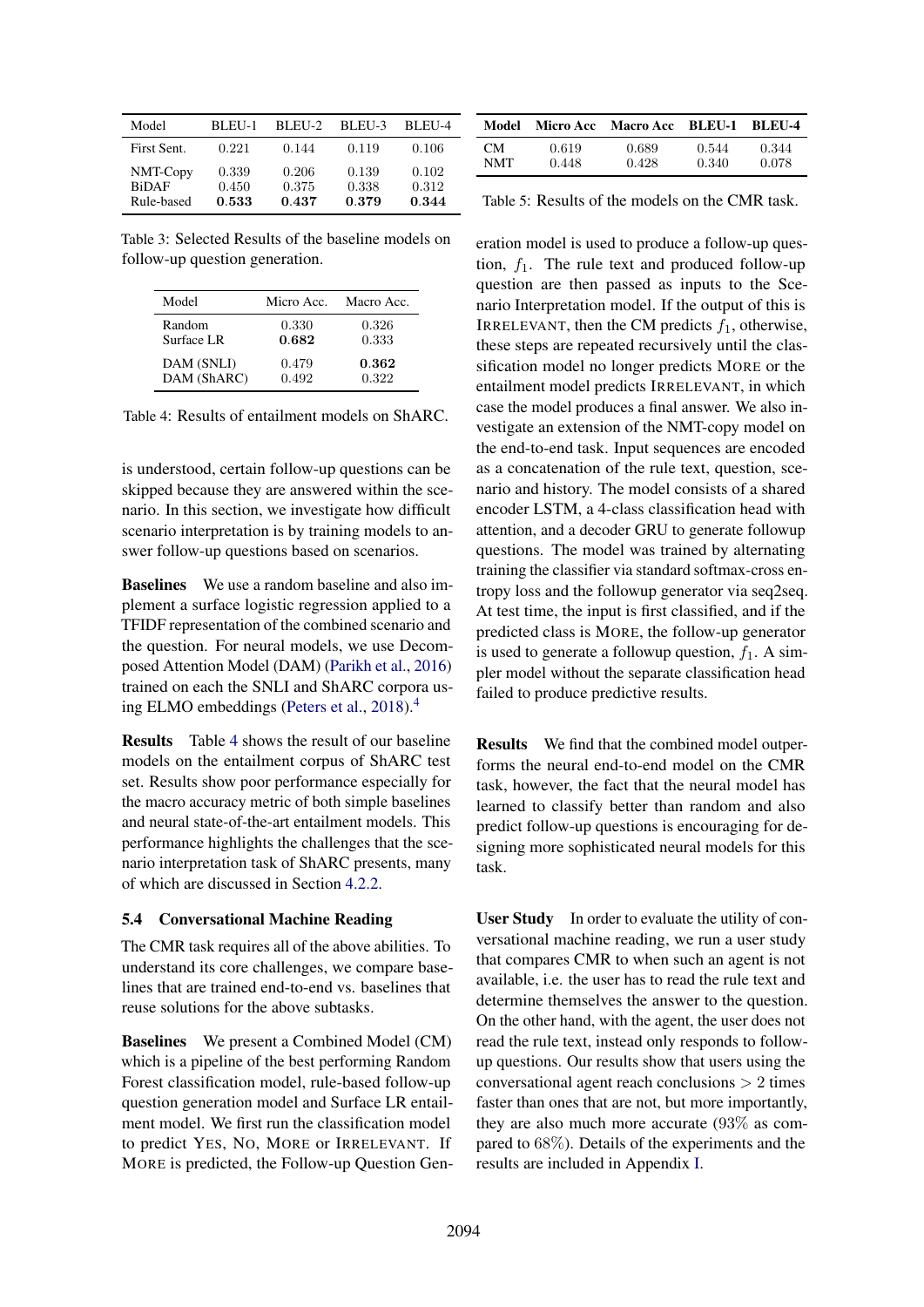| Model | BLEU-1 | BLEU-2 | BLEU-3 | BLEU-4 |
| --- | --- | --- | --- | --- |
| First Sent. | 0.221 | 0.144 | 0.119 | 0.106 |
| NMT-Copy | 0.339 | 0.206 | 0.139 | 0.102 |
| BiDAF | 0.450 | 0.375 | 0.338 | 0.312 |
| Rule-based | **0.533** | **0.437** | **0.379** | **0.344** |

Table 3: Selected Results of the baseline models on follow-up question generation.

| Model | Micro Acc. | Macro Acc. |
| --- | --- | --- |
| Random | 0.330 | 0.326 |
| Surface LR | **0.682** | 0.333 |
| DAM (SNLI) | 0.479 | **0.362** |
| DAM (ShARC) | 0.492 | 0.322 |

Table 4: Results of entailment models on ShARC.

is understood, certain follow-up questions can be skipped because they are answered within the scenario. In this section, we investigate how difficult scenario interpretation is by training models to answer follow-up questions based on scenarios.

**Baselines** We use a random baseline and also implement a surface logistic regression applied to a TFIDF representation of the combined scenario and the question. For neural models, we use Decomposed Attention Model (DAM) (Parikh et al., 2016) trained on each the SNLI and ShARC corpora using ELMO embeddings (Peters et al., 2018).[4]

**Results** Table 4 shows the result of our baseline models on the entailment corpus of ShARC test set. Results show poor performance especially for the macro accuracy metric of both simple baselines and neural state-of-the-art entailment models. This performance highlights the challenges that the scenario interpretation task of ShARC presents, many of which are discussed in Section 4.2.2.

### 5.4 Conversational Machine Reading

The CMR task requires all of the above abilities. To understand its core challenges, we compare baselines that are trained end-to-end vs. baselines that reuse solutions for the above subtasks.

**Baselines** We present a Combined Model (CM) which is a pipeline of the best performing Random Forest classification model, rule-based follow-up question generation model and Surface LR entailment model. We first run the classification model to predict YES, NO, MORE or IRRELEVANT. If MORE is predicted, the Follow-up Question Generation model is used to produce a follow-up question, $f_1$. The rule text and produced follow-up question are then passed as inputs to the Scenario Interpretation model. If the output of this is IRRELEVANT, then the CM predicts $f_1$, otherwise, these steps are repeated recursively until the classification model no longer predicts MORE or the entailment model predicts IRRELEVANT, in which case the model produces a final answer. We also investigate an extension of the NMT-copy model on the end-to-end task. Input sequences are encoded as a concatenation of the rule text, question, scenario and history. The model consists of a shared encoder LSTM, a 4-class classification head with attention, and a decoder GRU to generate followup questions. The model was trained by alternating training the classifier via standard softmax-cross entropy loss and the followup generator via seq2seq. At test time, the input is first classified, and if the predicted class is MORE, the follow-up generator is used to generate a followup question, $f_1$. A simpler model without the separate classification head failed to produce predictive results.

| Model | Micro Acc | Macro Acc | BLEU-1 | BLEU-4 |
| --- | --- | --- | --- | --- |
| CM | 0.619 | 0.689 | 0.544 | 0.344 |
| NMT | 0.448 | 0.428 | 0.340 | 0.078 |

Table 5: Results of the models on the CMR task.

**Results** We find that the combined model outperforms the neural end-to-end model on the CMR task, however, the fact that the neural model has learned to classify better than random and also predict follow-up questions is encouraging for designing more sophisticated neural models for this task.

**User Study** In order to evaluate the utility of conversational machine reading, we run a user study that compares CMR to when such an agent is not available, i.e. the user has to read the rule text and determine themselves the answer to the question. On the other hand, with the agent, the user does not read the rule text, instead only responds to follow-up questions. Our results show that users using the conversational agent reach conclusions $> 2$ times faster than ones that are not, but more importantly, they are also much more accurate (93% as compared to 68%). Details of the experiments and the results are included in Appendix I.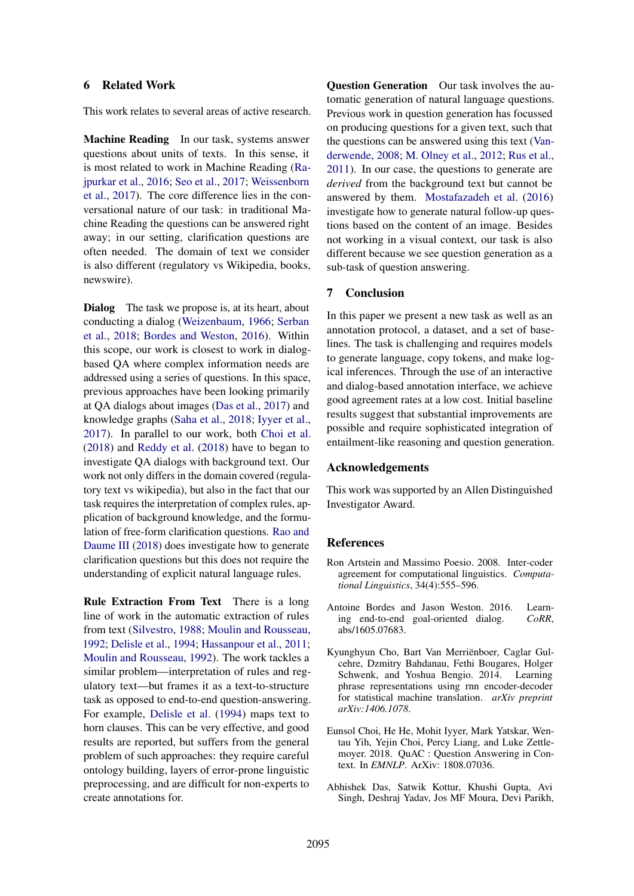## 6 Related Work

This work relates to several areas of active research.

**Machine Reading** In our task, systems answer questions about units of texts. In this sense, it is most related to work in Machine Reading (Rajpurkar et al., 2016; Seo et al., 2017; Weissenborn et al., 2017). The core difference lies in the conversational nature of our task: in traditional Machine Reading the questions can be answered right away; in our setting, clarification questions are often needed. The domain of text we consider is also different (regulatory vs Wikipedia, books, newswire).

**Dialog** The task we propose is, at its heart, about conducting a dialog (Weizenbaum, 1966; Serban et al., 2018; Bordes and Weston, 2016). Within this scope, our work is closest to work in dialog-based QA where complex information needs are addressed using a series of questions. In this space, previous approaches have been looking primarily at QA dialogs about images (Das et al., 2017) and knowledge graphs (Saha et al., 2018; Iyyer et al., 2017). In parallel to our work, both Choi et al. (2018) and Reddy et al. (2018) have to began to investigate QA dialogs with background text. Our work not only differs in the domain covered (regulatory text vs wikipedia), but also in the fact that our task requires the interpretation of complex rules, application of background knowledge, and the formulation of free-form clarification questions. Rao and Daume III (2018) does investigate how to generate clarification questions but this does not require the understanding of explicit natural language rules.

**Rule Extraction From Text** There is a long line of work in the automatic extraction of rules from text (Silvestro, 1988; Moulin and Rousseau, 1992; Delisle et al., 1994; Hassanpour et al., 2011; Moulin and Rousseau, 1992). The work tackles a similar problem—interpretation of rules and regulatory text—but frames it as a text-to-structure task as opposed to end-to-end question-answering. For example, Delisle et al. (1994) maps text to horn clauses. This can be very effective, and good results are reported, but suffers from the general problem of such approaches: they require careful ontology building, layers of error-prone linguistic preprocessing, and are difficult for non-experts to create annotations for.

**Question Generation** Our task involves the automatic generation of natural language questions. Previous work in question generation has focussed on producing questions for a given text, such that the questions can be answered using this text (Vanderwende, 2008; M. Olney et al., 2012; Rus et al., 2011). In our case, the questions to generate are *derived* from the background text but cannot be answered by them. Mostafazadeh et al. (2016) investigate how to generate natural follow-up questions based on the content of an image. Besides not working in a visual context, our task is also different because we see question generation as a sub-task of question answering.

## 7 Conclusion

In this paper we present a new task as well as an annotation protocol, a dataset, and a set of baselines. The task is challenging and requires models to generate language, copy tokens, and make logical inferences. Through the use of an interactive and dialog-based annotation interface, we achieve good agreement rates at a low cost. Initial baseline results suggest that substantial improvements are possible and require sophisticated integration of entailment-like reasoning and question generation.

## Acknowledgements

This work was supported by an Allen Distinguished Investigator Award.

## References

Ron Artstein and Massimo Poesio. 2008. Inter-coder agreement for computational linguistics. *Computational Linguistics*, 34(4):555–596.

Antoine Bordes and Jason Weston. 2016. Learning end-to-end goal-oriented dialog. *CoRR*, abs/1605.07683.

Kyunghyun Cho, Bart Van Merriënboer, Caglar Gulcehre, Dzmitry Bahdanau, Fethi Bougares, Holger Schwenk, and Yoshua Bengio. 2014. Learning phrase representations using rnn encoder-decoder for statistical machine translation. *arXiv preprint arXiv:1406.1078*.

Eunsol Choi, He He, Mohit Iyyer, Mark Yatskar, Wentau Yih, Yejin Choi, Percy Liang, and Luke Zettlemoyer. 2018. QuAC : Question Answering in Context. In *EMNLP*. ArXiv: 1808.07036.

Abhishek Das, Satwik Kottur, Khushi Gupta, Avi Singh, Deshraj Yadav, Jos MF Moura, Devi Parikh,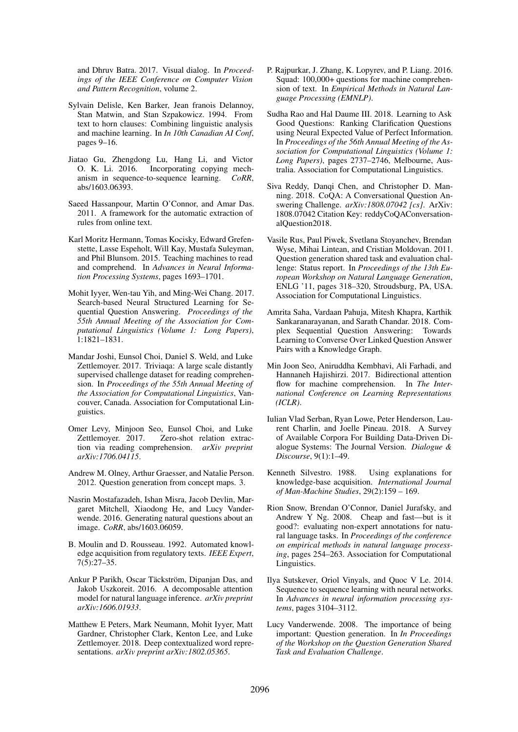and Dhruv Batra. 2017. Visual dialog. In *Proceedings of the IEEE Conference on Computer Vision and Pattern Recognition*, volume 2.

Sylvain Delisle, Ken Barker, Jean franois Delannoy, Stan Matwin, and Stan Szpakowicz. 1994. From text to horn clauses: Combining linguistic analysis and machine learning. In *In 10th Canadian AI Conf*, pages 9–16.

Jiatao Gu, Zhengdong Lu, Hang Li, and Victor O. K. Li. 2016. Incorporating copying mechanism in sequence-to-sequence learning. *CoRR*, abs/1603.06393.

Saeed Hassanpour, Martin O'Connor, and Amar Das. 2011. A framework for the automatic extraction of rules from online text.

Karl Moritz Hermann, Tomas Kocisky, Edward Grefenstette, Lasse Espeholt, Will Kay, Mustafa Suleyman, and Phil Blunsom. 2015. Teaching machines to read and comprehend. In *Advances in Neural Information Processing Systems*, pages 1693–1701.

Mohit Iyyer, Wen-tau Yih, and Ming-Wei Chang. 2017. Search-based Neural Structured Learning for Sequential Question Answering. *Proceedings of the 55th Annual Meeting of the Association for Computational Linguistics (Volume 1: Long Papers)*, 1:1821–1831.

Mandar Joshi, Eunsol Choi, Daniel S. Weld, and Luke Zettlemoyer. 2017. Triviaqa: A large scale distantly supervised challenge dataset for reading comprehension. In *Proceedings of the 55th Annual Meeting of the Association for Computational Linguistics*, Vancouver, Canada. Association for Computational Linguistics.

Omer Levy, Minjoon Seo, Eunsol Choi, and Luke Zettlemoyer. 2017. Zero-shot relation extraction via reading comprehension. *arXiv preprint arXiv:1706.04115*.

Andrew M. Olney, Arthur Graesser, and Natalie Person. 2012. Question generation from concept maps. 3.

Nasrin Mostafazadeh, Ishan Misra, Jacob Devlin, Margaret Mitchell, Xiaodong He, and Lucy Vanderwende. 2016. Generating natural questions about an image. *CoRR*, abs/1603.06059.

B. Moulin and D. Rousseau. 1992. Automated knowledge acquisition from regulatory texts. *IEEE Expert*, 7(5):27–35.

Ankur P Parikh, Oscar Täckström, Dipanjan Das, and Jakob Uszkoreit. 2016. A decomposable attention model for natural language inference. *arXiv preprint arXiv:1606.01933*.

Matthew E Peters, Mark Neumann, Mohit Iyyer, Matt Gardner, Christopher Clark, Kenton Lee, and Luke Zettlemoyer. 2018. Deep contextualized word representations. *arXiv preprint arXiv:1802.05365*.

P. Rajpurkar, J. Zhang, K. Lopyrev, and P. Liang. 2016. Squad: 100,000+ questions for machine comprehension of text. In *Empirical Methods in Natural Language Processing (EMNLP)*.

Sudha Rao and Hal Daume III. 2018. Learning to Ask Good Questions: Ranking Clarification Questions using Neural Expected Value of Perfect Information. In *Proceedings of the 56th Annual Meeting of the Association for Computational Linguistics (Volume 1: Long Papers)*, pages 2737–2746, Melbourne, Australia. Association for Computational Linguistics.

Siva Reddy, Danqi Chen, and Christopher D. Manning. 2018. CoQA: A Conversational Question Answering Challenge. *arXiv:1808.07042 [cs]*. ArXiv: 1808.07042 Citation Key: reddyCoQAConversationalQuestion2018.

Vasile Rus, Paul Piwek, Svetlana Stoyanchev, Brendan Wyse, Mihai Lintean, and Cristian Moldovan. 2011. Question generation shared task and evaluation challenge: Status report. In *Proceedings of the 13th European Workshop on Natural Language Generation*, ENLG '11, pages 318–320, Stroudsburg, PA, USA. Association for Computational Linguistics.

Amrita Saha, Vardaan Pahuja, Mitesh Khapra, Karthik Sankaranarayanan, and Sarath Chandar. 2018. Complex Sequential Question Answering: Towards Learning to Converse Over Linked Question Answer Pairs with a Knowledge Graph.

Min Joon Seo, Aniruddha Kembhavi, Ali Farhadi, and Hannaneh Hajishirzi. 2017. Bidirectional attention flow for machine comprehension. In *The International Conference on Learning Representations (ICLR)*.

Iulian Vlad Serban, Ryan Lowe, Peter Henderson, Laurent Charlin, and Joelle Pineau. 2018. A Survey of Available Corpora For Building Data-Driven Dialogue Systems: The Journal Version. *Dialogue & Discourse*, 9(1):1–49.

Kenneth Silvestro. 1988. Using explanations for knowledge-base acquisition. *International Journal of Man-Machine Studies*, 29(2):159 – 169.

Rion Snow, Brendan O'Connor, Daniel Jurafsky, and Andrew Y Ng. 2008. Cheap and fast—but is it good?: evaluating non-expert annotations for natural language tasks. In *Proceedings of the conference on empirical methods in natural language processing*, pages 254–263. Association for Computational Linguistics.

Ilya Sutskever, Oriol Vinyals, and Quoc V Le. 2014. Sequence to sequence learning with neural networks. In *Advances in neural information processing systems*, pages 3104–3112.

Lucy Vanderwende. 2008. The importance of being important: Question generation. In *In Proceedings of the Workshop on the Question Generation Shared Task and Evaluation Challenge*.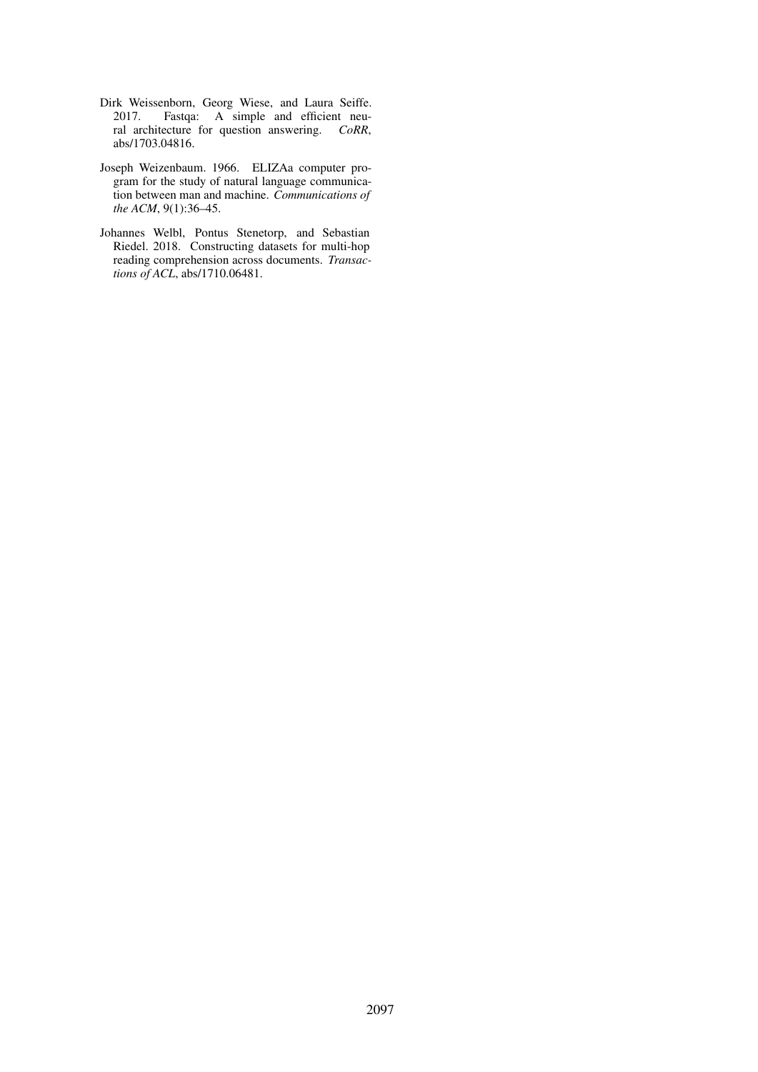Dirk Weissenborn, Georg Wiese, and Laura Seiffe. 2017. Fastqa: A simple and efficient neural architecture for question answering. *CoRR*, abs/1703.04816.

Joseph Weizenbaum. 1966. ELIZAa computer program for the study of natural language communication between man and machine. *Communications of the ACM*, 9(1):36–45.

Johannes Welbl, Pontus Stenetorp, and Sebastian Riedel. 2018. Constructing datasets for multi-hop reading comprehension across documents. *Transactions of ACL*, abs/1710.06481.